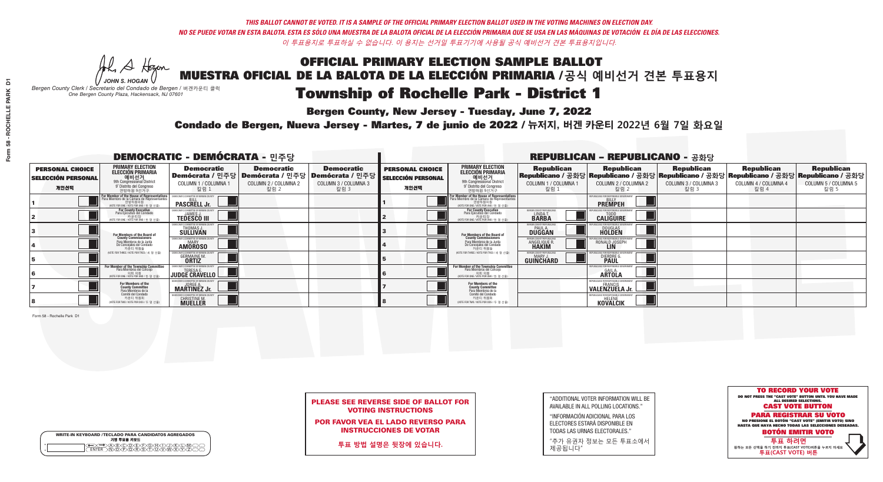*THIS BALLOT CANNOT BE VOTED. IT IS A SAMPLE OF THE OFFICIAL PRIMARY ELECTION BALLOT USED IN THE VOTING MACHINES ON ELECTION DAY.*
*NO SE PUEDE VOTAR EN ESTA BALOTA. ESTA ES SÓLO UNA MUESTRA DE LA BALOTA OFICIAL DE LA ELECCIÓN PRIMARIA QUE SE USA EN LAS MÁQUINAS DE VOTACIÓN EL DÍA DE LAS ELECCIONES.*
*이 투표용지로 투표하실 수 없습니다. 이 용지는 선거일 투표기기에 사용될 공식 예비선거 견본 투표용지입니다.*

JOHN S. HOGAN
*Bergen County Clerk / Secretario del Condado de Bergen / 버겐카운티 클럭*
*One Bergen County Plaza, Hackensack, NJ 07601*

# OFFICIAL PRIMARY ELECTION SAMPLE BALLOT
# MUESTRA OFICIAL DE LA BALOTA DE LA ELECCIÓN PRIMARIA / 공식 예비선거 견본 투표용지
# Township of Rochelle Park - District 1

**Bergen County, New Jersey - Tuesday, June 7, 2022**

**Condado de Bergen, Nueva Jersey - Martes, 7 de junio de 2022 / 뉴저지, 버겐 카운티 2022년 6월 7일 화요일**

## DEMOCRATIC - DEMÓCRATA - 민주당

| PERSONAL CHOICE / SELECCIÓN PERSONAL / 개인선택 | PRIMARY ELECTION / ELECCIÓN PRIMARIA / 예비선거 (9th Congressional District / 9° Distrito del Congreso / 연방하원 9선거구) | Democratic / Demócrata / 민주당 COLUMN 1 / COLUMNA 1 / 칼럼 1 | Democratic / Demócrata / 민주당 COLUMN 2 / COLUMNA 2 / 칼럼 2 | Democratic / Demócrata / 민주당 COLUMN 3 / COLUMNA 3 / 칼럼 3 |
|---|---|---|---|---|
| 1 | For Member of the House of Representatives / Para Miembro de la Cámara de Representantes / 연방하원의원 (VOTE FOR ONE / VOTE POR UNO / 한 명 선출) | BILL PASCRELL Jr. | | |
| 2 | For County Executive / Para Ejecutivo del Condado / 카운티장 (VOTE FOR ONE / VOTE POR UNO / 한 명 선출) | JAMES J. TEDESCO III | | |
| 3 | For Members of the Board of County Commissioners / Para Miembros de la Junta De Concejales del Condado / 카운티 위원들 (VOTE FOR THREE / VOTE POR TRES / 세 명 선출) | THOMAS J. SULLIVAN | | |
| 4 | | MARY AMOROSO | | |
| 5 | | GERMAINE M. ORTIZ | | |
| 6 | For Member of the Township Committee / Para Miembros del Concejo / 의회 의원 (VOTE FOR ONE / VOTE POR UNO / 한 명 선출) | TERESA E. JUDGE CRAVELLO | | |
| 7 | For Members of the County Committee / Para Miembros de la Comité del Condado / 카운티 위원회 (VOTE FOR TWO / VOTE POR DOS / 두 명 선출) | JORGE A. MARTINEZ Jr. | | |
| 8 | | CHRISTINE M. MUELLER | | |

## REPUBLICAN - REPUBLICANO - 공화당

| PERSONAL CHOICE / SELECCIÓN PERSONAL / 개인선택 | PRIMARY ELECTION / ELECCIÓN PRIMARIA / 예비선거 (9th Congressional District / 9° Distrito del Congreso / 연방하원 9선거구) | Republican / Republicano / 공화당 COLUMN 1 / COLUMNA 1 / 칼럼 1 | Republican / Republicano / 공화당 COLUMN 2 / COLUMNA 2 / 칼럼 2 | Republican / Republicano / 공화당 COLUMN 3 / COLUMNA 3 / 칼럼 3 | Republican / Republicano / 공화당 COLUMN 4 / COLUMNA 4 / 칼럼 4 | Republican / Republicano / 공화당 COLUMN 5 / COLUMNA 5 / 칼럼 5 |
|---|---|---|---|---|---|---|
| 1 | For Member of the House of Representatives / Para Miembro de la Cámara de Representantes / 연방하원의원 (VOTE FOR ONE / VOTE POR UNO / 한 명 선출) | | BILLY PREMPEH | | | |
| 2 | For County Executive / Para Ejecutivo del Condado / 카운티장 (VOTE FOR ONE / VOTE POR UNO / 한 명 선출) | LINDA T. BARBA | TODD CALIGUIRE | | | |
| 3 | For Members of the Board of County Commissioners / Para Miembros de la Junta De Concejales del Condado / 카운티 위원들 (VOTE FOR THREE / VOTE POR TRES / 세 명 선출) | PAUL A. DUGGAN | DOUGLAS HOLDEN | | | |
| 4 | | ANGELIQUE R. HAKIM | RONALD JOSEPH LIN | | | |
| 5 | | MARY J. GUINCHARD | DIERDRE G. PAUL | | | |
| 6 | For Member of the Township Committee / Para Miembros del Concejo / 의회 의원 (VOTE FOR ONE / VOTE POR UNO / 한 명 선출) | | GAIL A. ARTOLA | | | |
| 7 | For Members of the County Committee / Para Miembros de la Comité del Condado / 카운티 위원회 (VOTE FOR TWO / VOTE POR DOS / 두 명 선출) | | FRANCIS VALENZUELA Jr. | | | |
| 8 | | | HELENE KOVALCIK | | | |

Form 58 - Rochelle Park D1

**WRITE-IN KEYBOARD / TECLADO PARA CANDIDATOS AGREGADOS / 기명 투표용 키보드**

**PLEASE SEE REVERSE SIDE OF BALLOT FOR VOTING INSTRUCTIONS**

**POR FAVOR VEA EL LADO REVERSO PARA INSTRUCCIONES DE VOTAR**

**투표 방법 설명은 뒷장에 있습니다.**

"ADDITIONAL VOTER INFORMATION WILL BE AVAILABLE IN ALL POLLING LOCATIONS."

"INFORMACIÓN ADICIONAL PARA LOS ELECTORES ESTARÁ DISPONIBLE EN TODAS LAS URNAS ELECTORALES."

"추가 유권자 정보는 모든 투표소에서 제공됩니다"

**TO RECORD YOUR VOTE**
DO NOT PRESS THE "CAST VOTE" BUTTON UNTIL YOU HAVE MADE ALL DESIRED SELECTIONS.
**CAST VOTE BUTTON**

**PARA REGISTRAR SU VOTO**
NO PRESIONE EL BOTÓN "CAST VOTE" (EMITIR VOTO) SINO HASTA QUE HAYA HECHO TODAS LAS SELECCIONES DESEADAS.
**BOTÓN EMITIR VOTO**

**투표 하려면**
원하는 모든 선택을 하기 전까지 투표(CAST VOTE)버튼을 누르지 마세요
**투표(CAST VOTE) 버튼**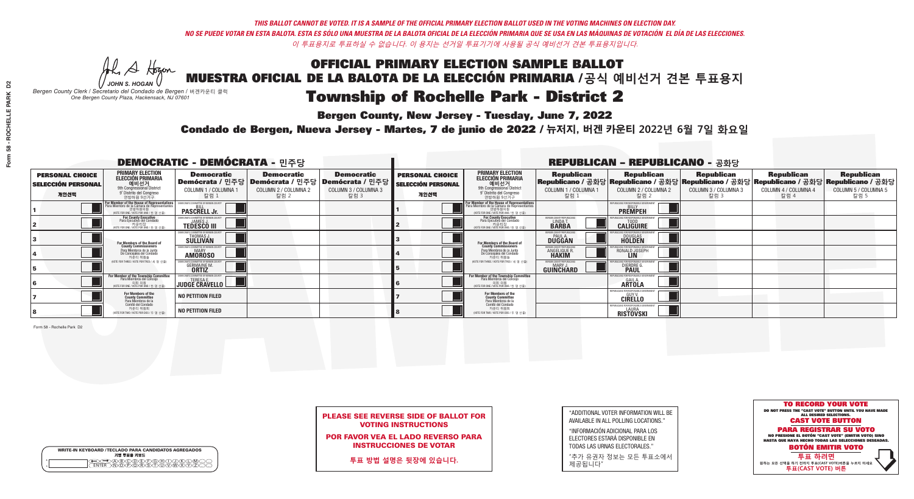*THIS BALLOT CANNOT BE VOTED. IT IS A SAMPLE OF THE OFFICIAL PRIMARY ELECTION BALLOT USED IN THE VOTING MACHINES ON ELECTION DAY.*
*NO SE PUEDE VOTAR EN ESTA BALOTA. ESTA ES SÓLO UNA MUESTRA DE LA BALOTA OFICIAL DE LA ELECCIÓN PRIMARIA QUE SE USA EN LAS MÁQUINAS DE VOTACIÓN EL DÍA DE LAS ELECCIONES.*
*이 투표용지로 투표하실 수 없습니다. 이 용지는 선거일 투표기기에 사용될 공식 예비선거 견본 투표용지입니다.*

JOHN S. HOGAN
*Bergen County Clerk / Secretario del Condado de Bergen / 버겐카운티 클럭*
*One Bergen County Plaza, Hackensack, NJ 07601*

# OFFICIAL PRIMARY ELECTION SAMPLE BALLOT
# MUESTRA OFICIAL DE LA BALOTA DE LA ELECCIÓN PRIMARIA / 공식 예비선거 견본 투표용지
# Township of Rochelle Park - District 2

**Bergen County, New Jersey - Tuesday, June 7, 2022**

**Condado de Bergen, Nueva Jersey - Martes, 7 de junio de 2022 / 뉴저지, 버겐 카운티 2022년 6월 7일 화요일**

## DEMOCRATIC - DEMÓCRATA - 민주당

| PERSONAL CHOICE / SELECCIÓN PERSONAL / 개인선택 | PRIMARY ELECTION / ELECCIÓN PRIMARIA / 예비선거 (9th Congressional District / 9° Distrito del Congreso / 연방하원 9선거구) | Democratic / Demócrata / 민주당 COLUMN 1 / COLUMNA 1 / 칼럼 1 | Democratic / Demócrata / 민주당 COLUMN 2 / COLUMNA 2 / 칼럼 2 | Democratic / Demócrata / 민주당 COLUMN 3 / COLUMNA 3 / 칼럼 3 |
|---|---|---|---|---|
| 1 | For Member of the House of Representatives / Para Miembro de la Cámara de Representantes / 연방하원의원 (VOTE FOR ONE / VOTE POR UNO / 한 명 선출) | BILL PASCRELL Jr. | | |
| 2 | For County Executive / Para Ejecutivo del Condado / 카운티장 (VOTE FOR ONE / VOTE POR UNO / 한 명 선출) | JAMES J. TEDESCO III | | |
| 3 | For Members of the Board of County Commissioners / Para Miembros de la Junta De Concejales del Condado / 카운티 위원들 (VOTE FOR THREE / VOTE POR TRES / 세 명 선출) | THOMAS J. SULLIVAN | | |
| 4 | | MARY AMOROSO | | |
| 5 | | GERMAINE M. ORTIZ | | |
| 6 | For Member of the Township Committee / Para Miembros del Concejo / 의회 의원 (VOTE FOR ONE / VOTE POR UNO / 한 명 선출) | TERESA E. JUDGE CRAVELLO | | |
| 7 | For Members of the County Committee / Para Miembros de la Comité del Condado / 카운티 위원회 (VOTE FOR TWO / VOTE POR DOS / 두 명 선출) | NO PETITION FILED | | |
| 8 | | NO PETITION FILED | | |

## REPUBLICAN - REPUBLICANO - 공화당

| PERSONAL CHOICE / SELECCIÓN PERSONAL / 개인선택 | PRIMARY ELECTION / ELECCIÓN PRIMARIA / 예비선거 (9th Congressional District / 9° Distrito del Congreso / 연방하원 9선거구) | Republican / Republicano / 공화당 COLUMN 1 / COLUMNA 1 / 칼럼 1 | Republican / Republicano / 공화당 COLUMN 2 / COLUMNA 2 / 칼럼 2 | Republican / Republicano / 공화당 COLUMN 3 / COLUMNA 3 / 칼럼 3 | Republican / Republicano / 공화당 COLUMN 4 / COLUMNA 4 / 칼럼 4 | Republican / Republicano / 공화당 COLUMN 5 / COLUMNA 5 / 칼럼 5 |
|---|---|---|---|---|---|---|
| 1 | For Member of the House of Representatives / Para Miembro de la Cámara de Representantes / 연방하원의원 (VOTE FOR ONE / VOTE POR UNO / 한 명 선출) | | BILLY PREMPEH | | | |
| 2 | For County Executive / Para Ejecutivo del Condado / 카운티장 (VOTE FOR ONE / VOTE POR UNO / 한 명 선출) | LINDA T. BARBA | TODD CALIGUIRE | | | |
| 3 | For Members of the Board of County Commissioners / Para Miembros de la Junta De Concejales del Condado / 카운티 위원들 (VOTE FOR THREE / VOTE POR TRES / 세 명 선출) | PAUL A. DUGGAN | DOUGLAS HOLDEN | | | |
| 4 | | ANGELIQUE R. HAKIM | RONALD JOSEPH LIN | | | |
| 5 | | MARY J. GUINCHARD | DIERDRE G. PAUL | | | |
| 6 | For Member of the Township Committee / Para Miembros del Concejo / 의회 의원 (VOTE FOR ONE / VOTE POR UNO / 한 명 선출) | | GAIL A. ARTOLA | | | |
| 7 | For Members of the County Committee / Para Miembros de la Comité del Condado / 카운티 위원회 (VOTE FOR TWO / VOTE POR DOS / 두 명 선출) | | GUY V. CIRELLO | | | |
| 8 | | | LAURA RISTOVSKI | | | |

Form 58 - Rochelle Park D2

**PLEASE SEE REVERSE SIDE OF BALLOT FOR VOTING INSTRUCTIONS**

**POR FAVOR VEA EL LADO REVERSO PARA INSTRUCCIONES DE VOTAR**

**투표 방법 설명은 뒷장에 있습니다.**

"ADDITIONAL VOTER INFORMATION WILL BE AVAILABLE IN ALL POLLING LOCATIONS."

"INFORMACIÓN ADICIONAL PARA LOS ELECTORES ESTARÁ DISPONIBLE EN TODAS LAS URNAS ELECTORALES."

"추가 유권자 정보는 모든 투표소에서 제공됩니다"

WRITE-IN KEYBOARD /TECLADO PARA CANDIDATOS AGREGADOS
기명 투표용 키보드

**TO RECORD YOUR VOTE**
DO NOT PRESS THE "CAST VOTE" BUTTON UNTIL YOU HAVE MADE ALL DESIRED SELECTIONS.
**CAST VOTE BUTTON**

**PARA REGISTRAR SU VOTO**
NO PRESIONE EL BOTÓN "CAST VOTE" (EMITIR VOTO) SINO HASTA QUE HAYA HECHO TODAS LAS SELECCIONES DESEADAS.
**BOTÓN EMITIR VOTO**

**투표 하려면**
원하는 모든 선택을 하기 전까지 투표(CAST VOTE)버튼을 누르지 마세요
**투표(CAST VOTE) 버튼**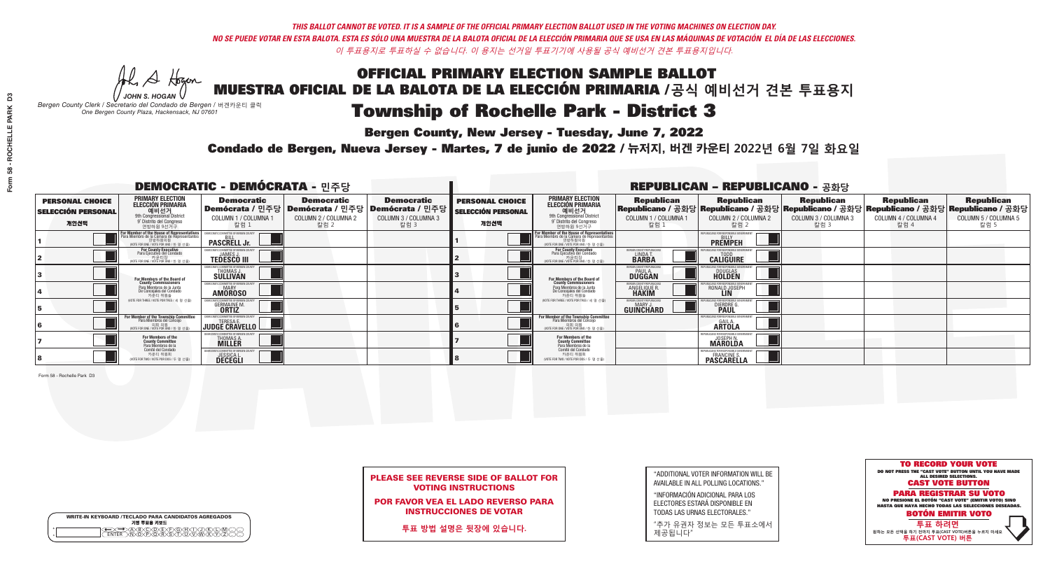*THIS BALLOT CANNOT BE VOTED. IT IS A SAMPLE OF THE OFFICIAL PRIMARY ELECTION BALLOT USED IN THE VOTING MACHINES ON ELECTION DAY.*
*NO SE PUEDE VOTAR EN ESTA BALOTA. ESTA ES SÓLO UNA MUESTRA DE LA BALOTA OFICIAL DE LA ELECCIÓN PRIMARIA QUE SE USA EN LAS MÁQUINAS DE VOTACIÓN EL DÍA DE LAS ELECCIONES.*
*이 투표용지로 투표하실 수 없습니다. 이 용지는 선거일 투표기기에 사용될 공식 예비선거 견본 투표용지입니다.*

JOHN S. HOGAN
*Bergen County Clerk / Secretario del Condado de Bergen / 버겐카운티 클럭*
*One Bergen County Plaza, Hackensack, NJ 07601*

# OFFICIAL PRIMARY ELECTION SAMPLE BALLOT
# MUESTRA OFICIAL DE LA BALOTA DE LA ELECCIÓN PRIMARIA /공식 예비선거 견본 투표용지
# Township of Rochelle Park - District 3

**Bergen County, New Jersey - Tuesday, June 7, 2022**
**Condado de Bergen, Nueva Jersey - Martes, 7 de junio de 2022 / 뉴저지, 버겐 카운티 2022년 6월 7일 화요일**

## DEMOCRATIC - DEMÓCRATA - 민주당

| PERSONAL CHOICE / SELECCIÓN PERSONAL / 개인선택 | PRIMARY ELECTION / ELECCIÓN PRIMARIA / 예비선거 / 9th Congressional District / 9° Distrito del Congreso / 연방하원 9선거구 | Democratic / Demócrata / 민주당 COLUMN 1 / COLUMNA 1 / 칼럼 1 | Democratic / Demócrata / 민주당 COLUMN 2 / COLUMNA 2 / 칼럼 2 | Democratic / Demócrata / 민주당 COLUMN 3 / COLUMNA 3 / 칼럼 3 |
|---|---|---|---|---|
| 1 | For Member of the House of Representatives / Para Miembro de la Cámara de Representantes / 연방하원의원 (VOTE FOR ONE / VOTE POR UNO / 한 명 선출) | BILL PASCRELL Jr. | | |
| 2 | For County Executive / Para Ejecutivo del Condado / 카운티장 (VOTE FOR ONE / VOTE POR UNO / 한 명 선출) | JAMES J. TEDESCO III | | |
| 3 | For Members of the Board of County Commissioners / Para Miembros de la Junta De Concejales del Condado / 카운티 위원들 (VOTE FOR THREE / VOTE POR TRES / 세 명 선출) | THOMAS J. SULLIVAN | | |
| 4 | | MARY AMOROSO | | |
| 5 | | GERMAINE M. ORTIZ | | |
| 6 | For Member of the Township Committee / Para Miembros del Concejo / 의회 의원 (VOTE FOR ONE / VOTE POR UNO / 한 명 선출) | TERESA E. JUDGE CRAVELLO | | |
| 7 | For Members of the County Committee / Para Miembros de la Comité del Condado / 카운티 위원회 (VOTE FOR TWO / VOTE POR DOS / 두 명 선출) | THOMAS A. MILLER | | |
| 8 | | JESSICA L. DECEGLI | | |

## REPUBLICAN - REPUBLICANO - 공화당

| PERSONAL CHOICE / SELECCIÓN PERSONAL / 개인선택 | PRIMARY ELECTION / ELECCIÓN PRIMARIA / 예비선거 / 9th Congressional District / 9° Distrito del Congreso / 연방하원 9선거구 | Republican / Republicano / 공화당 COLUMN 1 / COLUMNA 1 / 칼럼 1 | Republican / Republicano / 공화당 COLUMN 2 / COLUMNA 2 / 칼럼 2 | Republican / Republicano / 공화당 COLUMN 3 / COLUMNA 3 / 칼럼 3 | Republican / Republicano / 공화당 COLUMN 4 / COLUMNA 4 / 칼럼 4 | Republican / Republicano / 공화당 COLUMN 5 / COLUMNA 5 / 칼럼 5 |
|---|---|---|---|---|---|---|
| 1 | For Member of the House of Representatives / Para Miembro de la Cámara de Representantes / 연방하원의원 (VOTE FOR ONE / VOTE POR UNO / 한 명 선출) | | BILLY PREMPEH | | | |
| 2 | For County Executive / Para Ejecutivo del Condado / 카운티장 (VOTE FOR ONE / VOTE POR UNO / 한 명 선출) | LINDA T. BARBA | TODD CALIGUIRE | | | |
| 3 | For Members of the Board of County Commissioners / Para Miembros de la Junta De Concejales del Condado / 카운티 위원들 (VOTE FOR THREE / VOTE POR TRES / 세 명 선출) | PAUL A. DUGGAN | DOUGLAS HOLDEN | | | |
| 4 | | ANGELIQUE R. HAKIM | RONALD JOSEPH LIN | | | |
| 5 | | MARY J. GUINCHARD | DIERDRE G. PAUL | | | |
| 6 | For Member of the Township Committee / Para Miembros del Concejo / 의회 의원 (VOTE FOR ONE / VOTE POR UNO / 한 명 선출) | | GAIL A. ARTOLA | | | |
| 7 | For Members of the County Committee / Para Miembros de la Comité del Condado / 카운티 위원회 (VOTE FOR TWO / VOTE POR DOS / 두 명 선출) | | JOSEPH N. MAROLDA | | | |
| 8 | | | FRANCINE S. PASCARELLA | | | |

Form 58 - Rochelle Park D3

**PLEASE SEE REVERSE SIDE OF BALLOT FOR VOTING INSTRUCTIONS**
**POR FAVOR VEA EL LADO REVERSO PARA INSTRUCCIONES DE VOTAR**
**투표 방법 설명은 뒷장에 있습니다.**

"ADDITIONAL VOTER INFORMATION WILL BE AVAILABLE IN ALL POLLING LOCATIONS."
"INFORMACIÓN ADICIONAL PARA LOS ELECTORES ESTARÁ DISPONIBLE EN TODAS LAS URNAS ELECTORALES."
"추가 유권자 정보는 모든 투표소에서 제공됩니다"

**TO RECORD YOUR VOTE**
DO NOT PRESS THE "CAST VOTE" BUTTON UNTIL YOU HAVE MADE ALL DESIRED SELECTIONS.
**CAST VOTE BUTTON**
**PARA REGISTRAR SU VOTO**
NO PRESIONE EL BOTÓN "CAST VOTE" (EMITIR VOTO) SINO HASTA QUE HAYA HECHO TODAS LAS SELECCIONES DESEADAS.
**BOTÓN EMITIR VOTO**
**투표 하려면**
원하는 모든 선택을 하기 전까지 투표(CAST VOTE)버튼을 누르지 마세요
**투표(CAST VOTE) 버튼**

WRITE-IN KEYBOARD /TECLADO PARA CANDIDATOS AGREGADOS
기명 투표용 키보드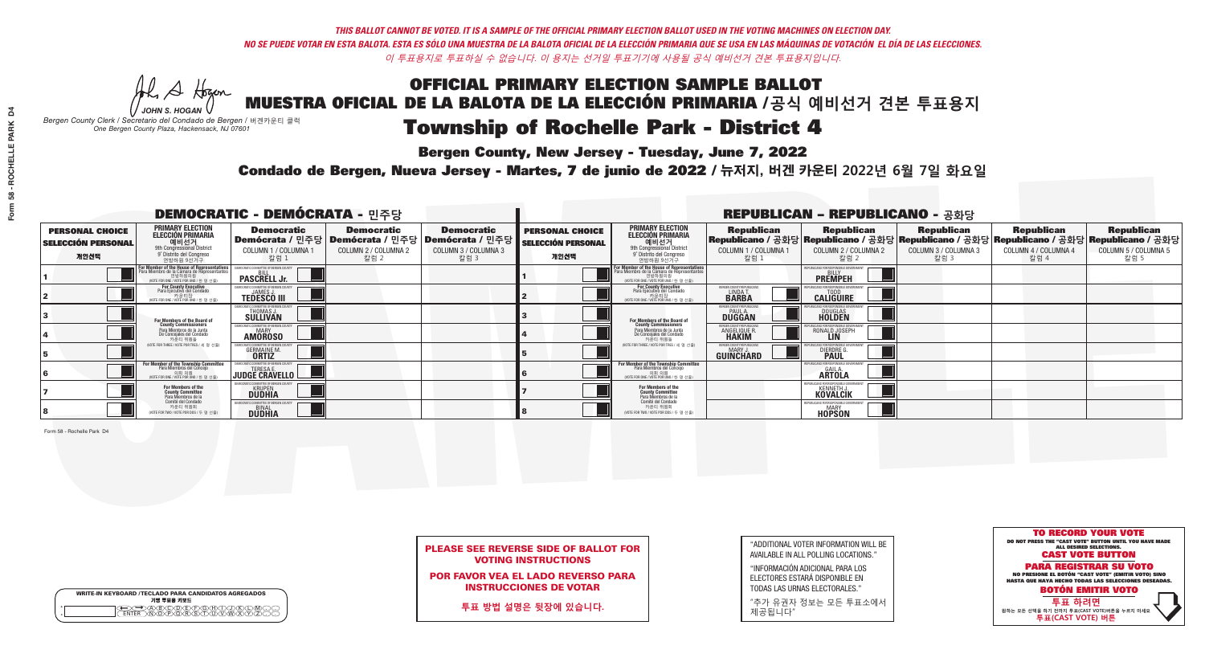*THIS BALLOT CANNOT BE VOTED. IT IS A SAMPLE OF THE OFFICIAL PRIMARY ELECTION BALLOT USED IN THE VOTING MACHINES ON ELECTION DAY.*
*NO SE PUEDE VOTAR EN ESTA BALOTA. ESTA ES SÓLO UNA MUESTRA DE LA BALOTA OFICIAL DE LA ELECCIÓN PRIMARIA QUE SE USA EN LAS MÁQUINAS DE VOTACIÓN EL DÍA DE LAS ELECCIONES.*
*이 투표용지로 투표하실 수 없습니다. 이 용지는 선거일 투표기기에 사용될 공식 예비선거 견본 투표용지입니다.*

JOHN S. HOGAN
*Bergen County Clerk / Secretario del Condado de Bergen / 버겐카운티 클럭*
*One Bergen County Plaza, Hackensack, NJ 07601*

# OFFICIAL PRIMARY ELECTION SAMPLE BALLOT
# MUESTRA OFICIAL DE LA BALOTA DE LA ELECCIÓN PRIMARIA /공식 예비선거 견본 투표용지
# Township of Rochelle Park - District 4

**Bergen County, New Jersey - Tuesday, June 7, 2022**

**Condado de Bergen, Nueva Jersey - Martes, 7 de junio de 2022 / 뉴저지, 버겐 카운티 2022년 6월 7일 화요일**

## DEMOCRATIC - DEMÓCRATA - 민주당

| PERSONAL CHOICE / SELECCIÓN PERSONAL / 개인선택 | PRIMARY ELECTION / ELECCIÓN PRIMARIA / 예비선거 | Democratic / Demócrata / 민주당 COLUMN 1 / COLUMNA 1 / 칼럼 1 | Democratic / Demócrata / 민주당 COLUMN 2 / COLUMNA 2 / 칼럼 2 | Democratic / Demócrata / 민주당 COLUMN 3 / COLUMNA 3 / 칼럼 3 |
|---|---|---|---|---|
| 1 | For Member of the House of Representatives / Para Miembro de la Cámara de Representantes / 연방하원의원 (9th Congressional District / 9° Distrito del Congreso / 연방하원 9선거구) (VOTE FOR ONE / VOTE POR UNO / 한 명 선출) | BILL PASCRELL Jr. | | |
| 2 | For County Executive / Para Ejecutivo del Condado / 카운티장 (VOTE FOR ONE / VOTE POR UNO / 한 명 선출) | JAMES J. TEDESCO III | | |
| 3 | For Members of the Board of County Commissioners / Para Miembros de la Junta De Concejales del Condado / 카운티 위원들 (VOTE FOR THREE / VOTE POR TRES / 세 명 선출) | THOMAS J. SULLIVAN | | |
| 4 | | MARY AMOROSO | | |
| 5 | | GERMAINE M. ORTIZ | | |
| 6 | For Member of the Township Committee / Para Miembros del Concejo / 의회 의원 (VOTE FOR ONE / VOTE POR UNO / 한 명 선출) | TERESA E. JUDGE CRAVELLO | | |
| 7 | For Members of the County Committee / Para Miembros de la Comité del Condado / 카운티 위원회 (VOTE FOR TWO / VOTE POR DOS / 두 명 선출) | KRUPEN DUDHIA | | |
| 8 | | BINAL DUDHIA | | |

## REPUBLICAN - REPUBLICANO - 공화당

| PERSONAL CHOICE / SELECCIÓN PERSONAL / 개인선택 | PRIMARY ELECTION / ELECCIÓN PRIMARIA / 예비선거 | Republican / Republicano / 공화당 COLUMN 1 / COLUMNA 1 / 칼럼 1 | Republican / Republicano / 공화당 COLUMN 2 / COLUMNA 2 / 칼럼 2 | Republican / Republicano / 공화당 COLUMN 3 / COLUMNA 3 / 칼럼 3 | Republican / Republicano / 공화당 COLUMN 4 / COLUMNA 4 / 칼럼 4 | Republican / Republicano / 공화당 COLUMN 5 / COLUMNA 5 / 칼럼 5 |
|---|---|---|---|---|---|---|
| 1 | For Member of the House of Representatives / Para Miembro de la Cámara de Representantes / 연방하원의원 (9th Congressional District / 9° Distrito del Congreso / 연방하원 9선거구) (VOTE FOR ONE / VOTE POR UNO / 한 명 선출) | | BILLY PREMPEH | | | |
| 2 | For County Executive / Para Ejecutivo del Condado / 카운티장 (VOTE FOR ONE / VOTE POR UNO / 한 명 선출) | LINDA T. BARBA | TODD CALIGUIRE | | | |
| 3 | For Members of the Board of County Commissioners / Para Miembros de la Junta De Concejales del Condado / 카운티 위원들 (VOTE FOR THREE / VOTE POR TRES / 세 명 선출) | PAUL A. DUGGAN | DOUGLAS HOLDEN | | | |
| 4 | | ANGELIQUE R. HAKIM | RONALD JOSEPH LIN | | | |
| 5 | | MARY J. GUINCHARD | DIERDRE G. PAUL | | | |
| 6 | For Member of the Township Committee / Para Miembros del Concejo / 의회 의원 (VOTE FOR ONE / VOTE POR UNO / 한 명 선출) | | GAIL A. ARTOLA | | | |
| 7 | For Members of the County Committee / Para Miembros de la Comité del Condado / 카운티 위원회 (VOTE FOR TWO / VOTE POR DOS / 두 명 선출) | | KENNETH J. KOVALCIK | | | |
| 8 | | | MARY HOPSON | | | |

Form 58 - Rochelle Park D4

**PLEASE SEE REVERSE SIDE OF BALLOT FOR VOTING INSTRUCTIONS**

**POR FAVOR VEA EL LADO REVERSO PARA INSTRUCCIONES DE VOTAR**

**투표 방법 설명은 뒷장에 있습니다.**

"ADDITIONAL VOTER INFORMATION WILL BE AVAILABLE IN ALL POLLING LOCATIONS."

"INFORMACIÓN ADICIONAL PARA LOS ELECTORES ESTARÁ DISPONIBLE EN TODAS LAS URNAS ELECTORALES."

"추가 유권자 정보는 모든 투표소에서 제공됩니다"

WRITE-IN KEYBOARD /TECLADO PARA CANDIDATOS AGREGADOS
기명 투표용 키보드

**TO RECORD YOUR VOTE**
DO NOT PRESS THE "CAST VOTE" BUTTON UNTIL YOU HAVE MADE ALL DESIRED SELECTIONS.
**CAST VOTE BUTTON**

**PARA REGISTRAR SU VOTO**
NO PRESIONE EL BOTÓN "CAST VOTE" (EMITIR VOTO) SINO HASTA QUE HAYA HECHO TODAS LAS SELECCIONES DESEADAS.
**BOTÓN EMITIR VOTO**

**투표 하려면**
원하는 모든 선택을 하기 전까지 투표(CAST VOTE)버튼을 누르지 마세요
**투표(CAST VOTE) 버튼**